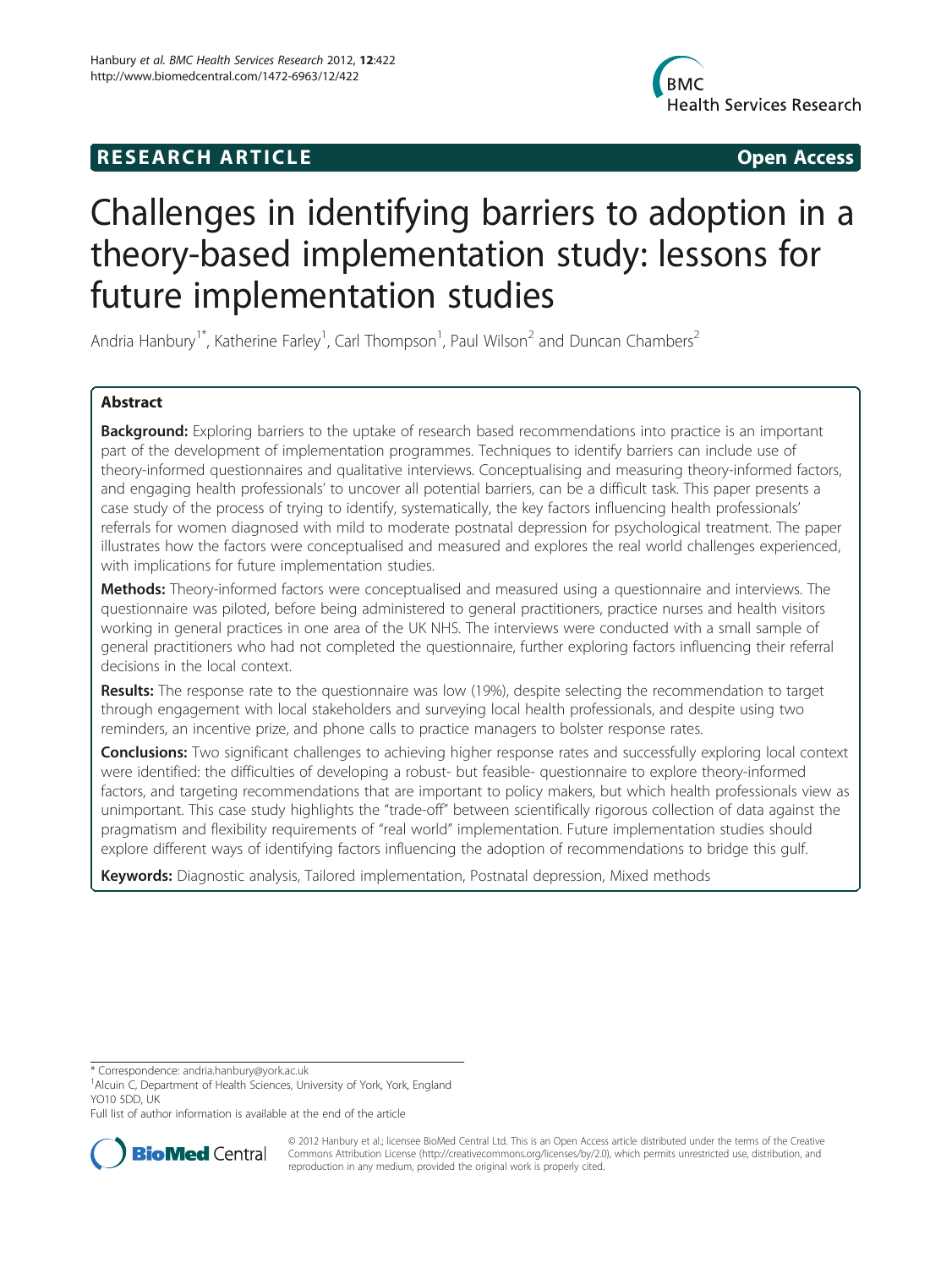**RESEARCH ARTICLE** **Open Access**

# Challenges in identifying barriers to adoption in a theory-based implementation study: lessons for future implementation studies

Andria Hanbury[1*], Katherine Farley[1], Carl Thompson[1], Paul Wilson[2] and Duncan Chambers[2]

## Abstract

**Background:** Exploring barriers to the uptake of research based recommendations into practice is an important part of the development of implementation programmes. Techniques to identify barriers can include use of theory-informed questionnaires and qualitative interviews. Conceptualising and measuring theory-informed factors, and engaging health professionals' to uncover all potential barriers, can be a difficult task. This paper presents a case study of the process of trying to identify, systematically, the key factors influencing health professionals' referrals for women diagnosed with mild to moderate postnatal depression for psychological treatment. The paper illustrates how the factors were conceptualised and measured and explores the real world challenges experienced, with implications for future implementation studies.

**Methods:** Theory-informed factors were conceptualised and measured using a questionnaire and interviews. The questionnaire was piloted, before being administered to general practitioners, practice nurses and health visitors working in general practices in one area of the UK NHS. The interviews were conducted with a small sample of general practitioners who had not completed the questionnaire, further exploring factors influencing their referral decisions in the local context.

**Results:** The response rate to the questionnaire was low (19%), despite selecting the recommendation to target through engagement with local stakeholders and surveying local health professionals, and despite using two reminders, an incentive prize, and phone calls to practice managers to bolster response rates.

**Conclusions:** Two significant challenges to achieving higher response rates and successfully exploring local context were identified: the difficulties of developing a robust- but feasible- questionnaire to explore theory-informed factors, and targeting recommendations that are important to policy makers, but which health professionals view as unimportant. This case study highlights the "trade-off" between scientifically rigorous collection of data against the pragmatism and flexibility requirements of "real world" implementation. Future implementation studies should explore different ways of identifying factors influencing the adoption of recommendations to bridge this gulf.

**Keywords:** Diagnostic analysis, Tailored implementation, Postnatal depression, Mixed methods

---

* Correspondence: andria.hanbury@york.ac.uk
[1]Alcuin C, Department of Health Sciences, University of York, York, England YO10 5DD, UK

Full list of author information is available at the end of the article

© 2012 Hanbury et al.; licensee BioMed Central Ltd. This is an Open Access article distributed under the terms of the Creative Commons Attribution License (http://creativecommons.org/licenses/by/2.0), which permits unrestricted use, distribution, and reproduction in any medium, provided the original work is properly cited.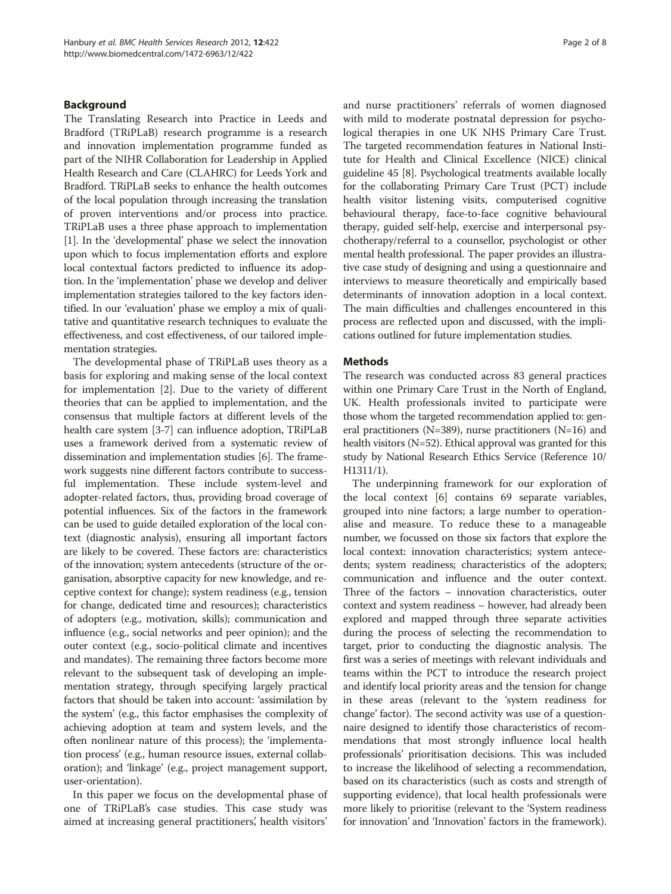## Background

The Translating Research into Practice in Leeds and Bradford (TRiPLaB) research programme is a research and innovation implementation programme funded as part of the NIHR Collaboration for Leadership in Applied Health Research and Care (CLAHRC) for Leeds York and Bradford. TRiPLaB seeks to enhance the health outcomes of the local population through increasing the translation of proven interventions and/or process into practice. TRiPLaB uses a three phase approach to implementation [1]. In the 'developmental' phase we select the innovation upon which to focus implementation efforts and explore local contextual factors predicted to influence its adoption. In the 'implementation' phase we develop and deliver implementation strategies tailored to the key factors identified. In our 'evaluation' phase we employ a mix of qualitative and quantitative research techniques to evaluate the effectiveness, and cost effectiveness, of our tailored implementation strategies.

The developmental phase of TRiPLaB uses theory as a basis for exploring and making sense of the local context for implementation [2]. Due to the variety of different theories that can be applied to implementation, and the consensus that multiple factors at different levels of the health care system [3-7] can influence adoption, TRiPLaB uses a framework derived from a systematic review of dissemination and implementation studies [6]. The framework suggests nine different factors contribute to successful implementation. These include system-level and adopter-related factors, thus, providing broad coverage of potential influences. Six of the factors in the framework can be used to guide detailed exploration of the local context (diagnostic analysis), ensuring all important factors are likely to be covered. These factors are: characteristics of the innovation; system antecedents (structure of the organisation, absorptive capacity for new knowledge, and receptive context for change); system readiness (e.g., tension for change, dedicated time and resources); characteristics of adopters (e.g., motivation, skills); communication and influence (e.g., social networks and peer opinion); and the outer context (e.g., socio-political climate and incentives and mandates). The remaining three factors become more relevant to the subsequent task of developing an implementation strategy, through specifying largely practical factors that should be taken into account: 'assimilation by the system' (e.g., this factor emphasises the complexity of achieving adoption at team and system levels, and the often nonlinear nature of this process); the 'implementation process' (e.g., human resource issues, external collaboration); and 'linkage' (e.g., project management support, user-orientation).

In this paper we focus on the developmental phase of one of TRiPLaB's case studies. This case study was aimed at increasing general practitioners', health visitors' and nurse practitioners' referrals of women diagnosed with mild to moderate postnatal depression for psychological therapies in one UK NHS Primary Care Trust. The targeted recommendation features in National Institute for Health and Clinical Excellence (NICE) clinical guideline 45 [8]. Psychological treatments available locally for the collaborating Primary Care Trust (PCT) include health visitor listening visits, computerised cognitive behavioural therapy, face-to-face cognitive behavioural therapy, guided self-help, exercise and interpersonal psychotherapy/referral to a counsellor, psychologist or other mental health professional. The paper provides an illustrative case study of designing and using a questionnaire and interviews to measure theoretically and empirically based determinants of innovation adoption in a local context. The main difficulties and challenges encountered in this process are reflected upon and discussed, with the implications outlined for future implementation studies.

## Methods

The research was conducted across 83 general practices within one Primary Care Trust in the North of England, UK. Health professionals invited to participate were those whom the targeted recommendation applied to: general practitioners (N=389), nurse practitioners (N=16) and health visitors (N=52). Ethical approval was granted for this study by National Research Ethics Service (Reference 10/H1311/1).

The underpinning framework for our exploration of the local context [6] contains 69 separate variables, grouped into nine factors; a large number to operationalise and measure. To reduce these to a manageable number, we focussed on those six factors that explore the local context: innovation characteristics; system antecedents; system readiness; characteristics of the adopters; communication and influence and the outer context. Three of the factors – innovation characteristics, outer context and system readiness – however, had already been explored and mapped through three separate activities during the process of selecting the recommendation to target, prior to conducting the diagnostic analysis. The first was a series of meetings with relevant individuals and teams within the PCT to introduce the research project and identify local priority areas and the tension for change in these areas (relevant to the 'system readiness for change' factor). The second activity was use of a questionnaire designed to identify those characteristics of recommendations that most strongly influence local health professionals' prioritisation decisions. This was included to increase the likelihood of selecting a recommendation, based on its characteristics (such as costs and strength of supporting evidence), that local health professionals were more likely to prioritise (relevant to the 'System readiness for innovation' and 'Innovation' factors in the framework).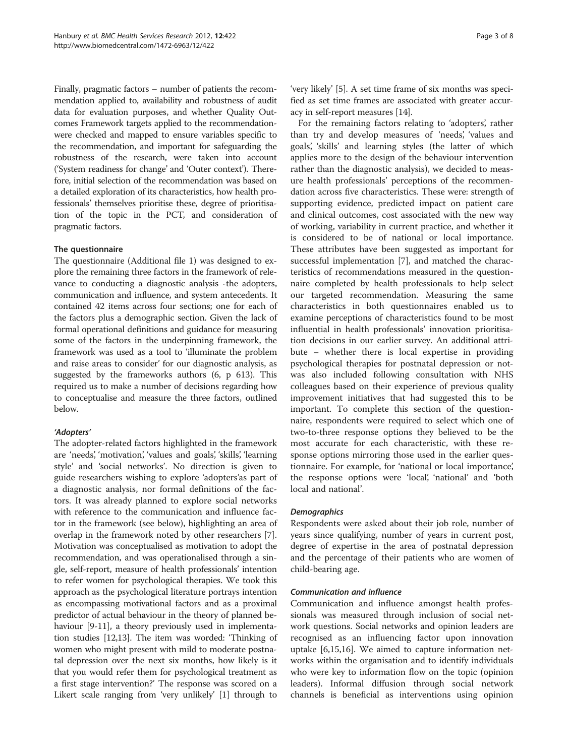Finally, pragmatic factors – number of patients the recommendation applied to, availability and robustness of audit data for evaluation purposes, and whether Quality Outcomes Framework targets applied to the recommendationwere checked and mapped to ensure variables specific to the recommendation, and important for safeguarding the robustness of the research, were taken into account ('System readiness for change' and 'Outer context'). Therefore, initial selection of the recommendation was based on a detailed exploration of its characteristics, how health professionals' themselves prioritise these, degree of prioritisation of the topic in the PCT, and consideration of pragmatic factors.

### The questionnaire

The questionnaire (Additional file 1) was designed to explore the remaining three factors in the framework of relevance to conducting a diagnostic analysis -the adopters, communication and influence, and system antecedents. It contained 42 items across four sections; one for each of the factors plus a demographic section. Given the lack of formal operational definitions and guidance for measuring some of the factors in the underpinning framework, the framework was used as a tool to 'illuminate the problem and raise areas to consider' for our diagnostic analysis, as suggested by the frameworks authors (6, p 613). This required us to make a number of decisions regarding how to conceptualise and measure the three factors, outlined below.

#### *'Adopters'*

The adopter-related factors highlighted in the framework are 'needs', 'motivation', 'values and goals', 'skills', 'learning style' and 'social networks'. No direction is given to guide researchers wishing to explore 'adopters'as part of a diagnostic analysis, nor formal definitions of the factors. It was already planned to explore social networks with reference to the communication and influence factor in the framework (see below), highlighting an area of overlap in the framework noted by other researchers [7]. Motivation was conceptualised as motivation to adopt the recommendation, and was operationalised through a single, self-report, measure of health professionals' intention to refer women for psychological therapies. We took this approach as the psychological literature portrays intention as encompassing motivational factors and as a proximal predictor of actual behaviour in the theory of planned behaviour [9-11], a theory previously used in implementation studies [12,13]. The item was worded: 'Thinking of women who might present with mild to moderate postnatal depression over the next six months, how likely is it that you would refer them for psychological treatment as a first stage intervention?' The response was scored on a Likert scale ranging from 'very unlikely' [1] through to 'very likely' [5]. A set time frame of six months was specified as set time frames are associated with greater accuracy in self-report measures [14].

For the remaining factors relating to 'adopters', rather than try and develop measures of 'needs', 'values and goals', 'skills' and learning styles (the latter of which applies more to the design of the behaviour intervention rather than the diagnostic analysis), we decided to measure health professionals' perceptions of the recommendation across five characteristics. These were: strength of supporting evidence, predicted impact on patient care and clinical outcomes, cost associated with the new way of working, variability in current practice, and whether it is considered to be of national or local importance. These attributes have been suggested as important for successful implementation [7], and matched the characteristics of recommendations measured in the questionnaire completed by health professionals to help select our targeted recommendation. Measuring the same characteristics in both questionnaires enabled us to examine perceptions of characteristics found to be most influential in health professionals' innovation prioritisation decisions in our earlier survey. An additional attribute – whether there is local expertise in providing psychological therapies for postnatal depression or notwas also included following consultation with NHS colleagues based on their experience of previous quality improvement initiatives that had suggested this to be important. To complete this section of the questionnaire, respondents were required to select which one of two-to-three response options they believed to be the most accurate for each characteristic, with these response options mirroring those used in the earlier questionnaire. For example, for 'national or local importance', the response options were 'local', 'national' and 'both local and national'.

#### *Demographics*

Respondents were asked about their job role, number of years since qualifying, number of years in current post, degree of expertise in the area of postnatal depression and the percentage of their patients who are women of child-bearing age.

#### *Communication and influence*

Communication and influence amongst health professionals was measured through inclusion of social network questions. Social networks and opinion leaders are recognised as an influencing factor upon innovation uptake [6,15,16]. We aimed to capture information networks within the organisation and to identify individuals who were key to information flow on the topic (opinion leaders). Informal diffusion through social network channels is beneficial as interventions using opinion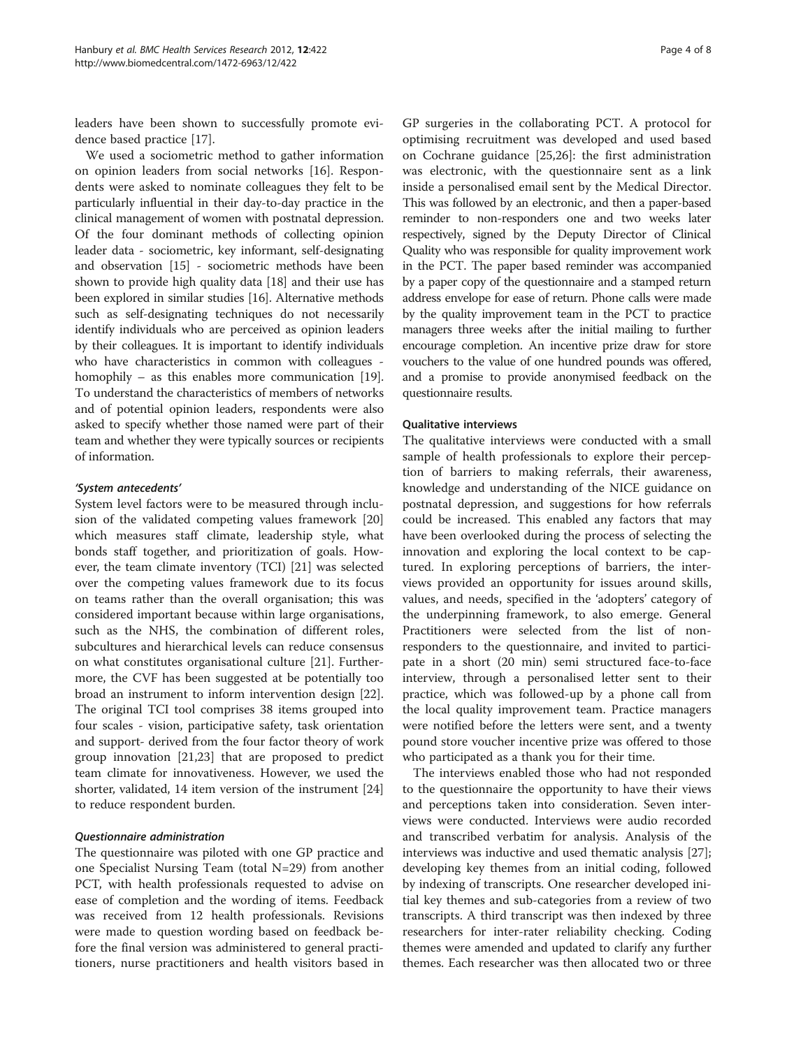leaders have been shown to successfully promote evidence based practice [17].

We used a sociometric method to gather information on opinion leaders from social networks [16]. Respondents were asked to nominate colleagues they felt to be particularly influential in their day-to-day practice in the clinical management of women with postnatal depression. Of the four dominant methods of collecting opinion leader data - sociometric, key informant, self-designating and observation [15] - sociometric methods have been shown to provide high quality data [18] and their use has been explored in similar studies [16]. Alternative methods such as self-designating techniques do not necessarily identify individuals who are perceived as opinion leaders by their colleagues. It is important to identify individuals who have characteristics in common with colleagues - homophily – as this enables more communication [19]. To understand the characteristics of members of networks and of potential opinion leaders, respondents were also asked to specify whether those named were part of their team and whether they were typically sources or recipients of information.

#### *'System antecedents'*

System level factors were to be measured through inclusion of the validated competing values framework [20] which measures staff climate, leadership style, what bonds staff together, and prioritization of goals. However, the team climate inventory (TCI) [21] was selected over the competing values framework due to its focus on teams rather than the overall organisation; this was considered important because within large organisations, such as the NHS, the combination of different roles, subcultures and hierarchical levels can reduce consensus on what constitutes organisational culture [21]. Furthermore, the CVF has been suggested at be potentially too broad an instrument to inform intervention design [22]. The original TCI tool comprises 38 items grouped into four scales - vision, participative safety, task orientation and support- derived from the four factor theory of work group innovation [21,23] that are proposed to predict team climate for innovativeness. However, we used the shorter, validated, 14 item version of the instrument [24] to reduce respondent burden.

#### *Questionnaire administration*

The questionnaire was piloted with one GP practice and one Specialist Nursing Team (total N=29) from another PCT, with health professionals requested to advise on ease of completion and the wording of items. Feedback was received from 12 health professionals. Revisions were made to question wording based on feedback before the final version was administered to general practitioners, nurse practitioners and health visitors based in GP surgeries in the collaborating PCT. A protocol for optimising recruitment was developed and used based on Cochrane guidance [25,26]: the first administration was electronic, with the questionnaire sent as a link inside a personalised email sent by the Medical Director. This was followed by an electronic, and then a paper-based reminder to non-responders one and two weeks later respectively, signed by the Deputy Director of Clinical Quality who was responsible for quality improvement work in the PCT. The paper based reminder was accompanied by a paper copy of the questionnaire and a stamped return address envelope for ease of return. Phone calls were made by the quality improvement team in the PCT to practice managers three weeks after the initial mailing to further encourage completion. An incentive prize draw for store vouchers to the value of one hundred pounds was offered, and a promise to provide anonymised feedback on the questionnaire results.

### Qualitative interviews

The qualitative interviews were conducted with a small sample of health professionals to explore their perception of barriers to making referrals, their awareness, knowledge and understanding of the NICE guidance on postnatal depression, and suggestions for how referrals could be increased. This enabled any factors that may have been overlooked during the process of selecting the innovation and exploring the local context to be captured. In exploring perceptions of barriers, the interviews provided an opportunity for issues around skills, values, and needs, specified in the 'adopters' category of the underpinning framework, to also emerge. General Practitioners were selected from the list of non-responders to the questionnaire, and invited to participate in a short (20 min) semi structured face-to-face interview, through a personalised letter sent to their practice, which was followed-up by a phone call from the local quality improvement team. Practice managers were notified before the letters were sent, and a twenty pound store voucher incentive prize was offered to those who participated as a thank you for their time.

The interviews enabled those who had not responded to the questionnaire the opportunity to have their views and perceptions taken into consideration. Seven interviews were conducted. Interviews were audio recorded and transcribed verbatim for analysis. Analysis of the interviews was inductive and used thematic analysis [27]; developing key themes from an initial coding, followed by indexing of transcripts. One researcher developed initial key themes and sub-categories from a review of two transcripts. A third transcript was then indexed by three researchers for inter-rater reliability checking. Coding themes were amended and updated to clarify any further themes. Each researcher was then allocated two or three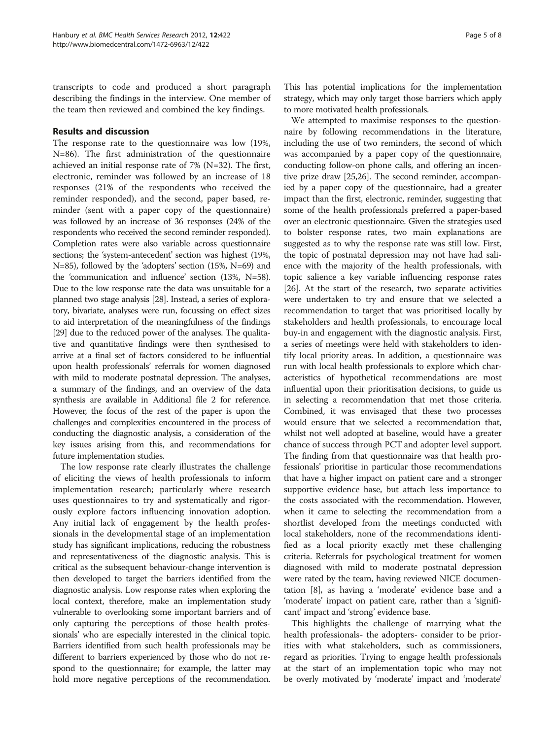transcripts to code and produced a short paragraph describing the findings in the interview. One member of the team then reviewed and combined the key findings.

## Results and discussion

The response rate to the questionnaire was low (19%, N=86). The first administration of the questionnaire achieved an initial response rate of 7% (N=32). The first, electronic, reminder was followed by an increase of 18 responses (21% of the respondents who received the reminder responded), and the second, paper based, reminder (sent with a paper copy of the questionnaire) was followed by an increase of 36 responses (24% of the respondents who received the second reminder responded). Completion rates were also variable across questionnaire sections; the 'system-antecedent' section was highest (19%, N=85), followed by the 'adopters' section (15%, N=69) and the 'communication and influence' section (13%, N=58). Due to the low response rate the data was unsuitable for a planned two stage analysis [28]. Instead, a series of exploratory, bivariate, analyses were run, focussing on effect sizes to aid interpretation of the meaningfulness of the findings [29] due to the reduced power of the analyses. The qualitative and quantitative findings were then synthesised to arrive at a final set of factors considered to be influential upon health professionals' referrals for women diagnosed with mild to moderate postnatal depression. The analyses, a summary of the findings, and an overview of the data synthesis are available in Additional file 2 for reference. However, the focus of the rest of the paper is upon the challenges and complexities encountered in the process of conducting the diagnostic analysis, a consideration of the key issues arising from this, and recommendations for future implementation studies.

The low response rate clearly illustrates the challenge of eliciting the views of health professionals to inform implementation research; particularly where research uses questionnaires to try and systematically and rigorously explore factors influencing innovation adoption. Any initial lack of engagement by the health professionals in the developmental stage of an implementation study has significant implications, reducing the robustness and representativeness of the diagnostic analysis. This is critical as the subsequent behaviour-change intervention is then developed to target the barriers identified from the diagnostic analysis. Low response rates when exploring the local context, therefore, make an implementation study vulnerable to overlooking some important barriers and of only capturing the perceptions of those health professionals' who are especially interested in the clinical topic. Barriers identified from such health professionals may be different to barriers experienced by those who do not respond to the questionnaire; for example, the latter may hold more negative perceptions of the recommendation. This has potential implications for the implementation strategy, which may only target those barriers which apply to more motivated health professionals.

We attempted to maximise responses to the questionnaire by following recommendations in the literature, including the use of two reminders, the second of which was accompanied by a paper copy of the questionnaire, conducting follow-on phone calls, and offering an incentive prize draw [25,26]. The second reminder, accompanied by a paper copy of the questionnaire, had a greater impact than the first, electronic, reminder, suggesting that some of the health professionals preferred a paper-based over an electronic questionnaire. Given the strategies used to bolster response rates, two main explanations are suggested as to why the response rate was still low. First, the topic of postnatal depression may not have had salience with the majority of the health professionals, with topic salience a key variable influencing response rates [26]. At the start of the research, two separate activities were undertaken to try and ensure that we selected a recommendation to target that was prioritised locally by stakeholders and health professionals, to encourage local buy-in and engagement with the diagnostic analysis. First, a series of meetings were held with stakeholders to identify local priority areas. In addition, a questionnaire was run with local health professionals to explore which characteristics of hypothetical recommendations are most influential upon their prioritisation decisions, to guide us in selecting a recommendation that met those criteria. Combined, it was envisaged that these two processes would ensure that we selected a recommendation that, whilst not well adopted at baseline, would have a greater chance of success through PCT and adopter level support. The finding from that questionnaire was that health professionals' prioritise in particular those recommendations that have a higher impact on patient care and a stronger supportive evidence base, but attach less importance to the costs associated with the recommendation. However, when it came to selecting the recommendation from a shortlist developed from the meetings conducted with local stakeholders, none of the recommendations identified as a local priority exactly met these challenging criteria. Referrals for psychological treatment for women diagnosed with mild to moderate postnatal depression were rated by the team, having reviewed NICE documentation [8], as having a 'moderate' evidence base and a 'moderate' impact on patient care, rather than a 'significant' impact and 'strong' evidence base.

This highlights the challenge of marrying what the health professionals- the adopters- consider to be priorities with what stakeholders, such as commissioners, regard as priorities. Trying to engage health professionals at the start of an implementation topic who may not be overly motivated by 'moderate' impact and 'moderate'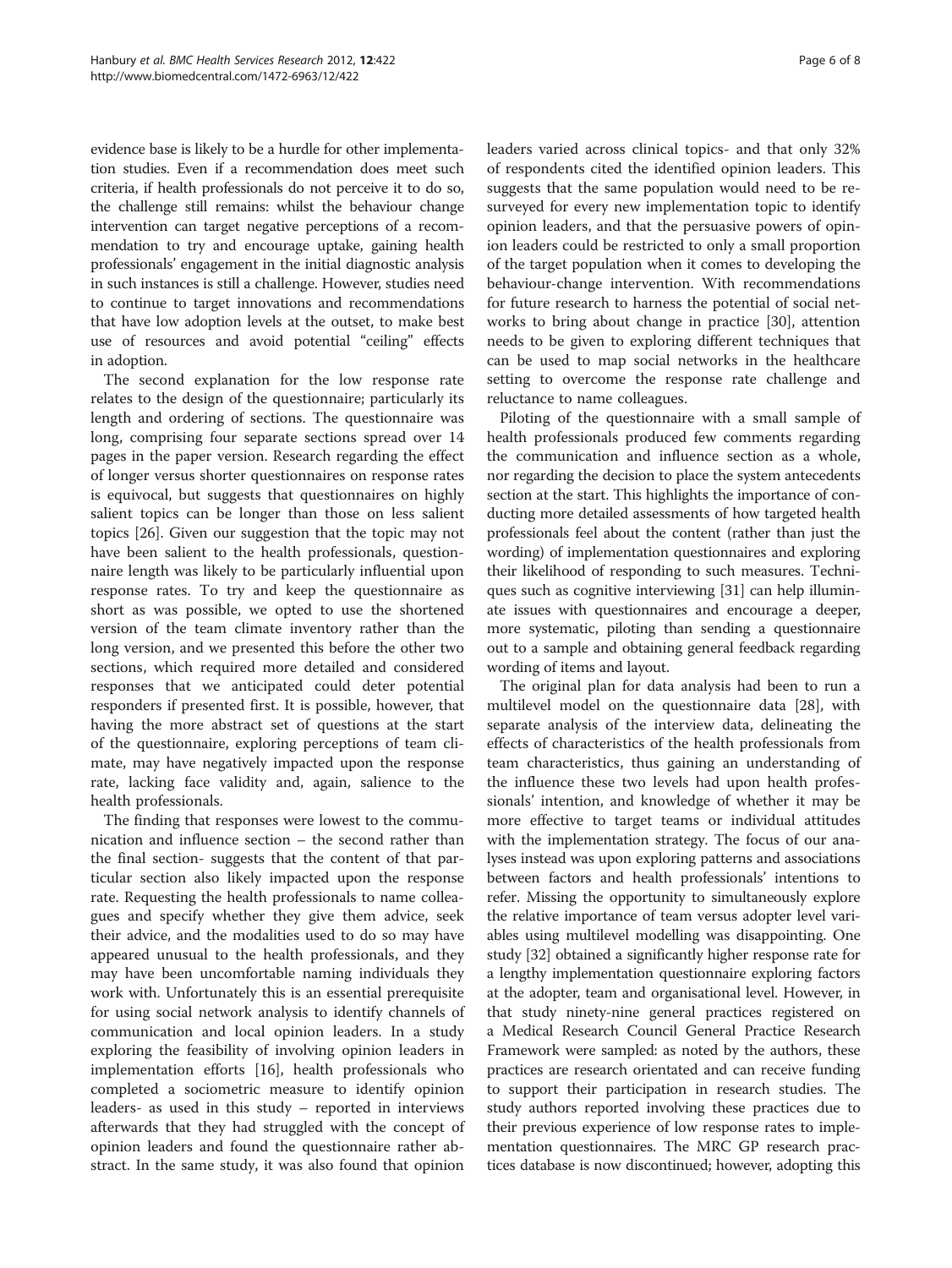evidence base is likely to be a hurdle for other implementation studies. Even if a recommendation does meet such criteria, if health professionals do not perceive it to do so, the challenge still remains: whilst the behaviour change intervention can target negative perceptions of a recommendation to try and encourage uptake, gaining health professionals' engagement in the initial diagnostic analysis in such instances is still a challenge. However, studies need to continue to target innovations and recommendations that have low adoption levels at the outset, to make best use of resources and avoid potential "ceiling" effects in adoption.

The second explanation for the low response rate relates to the design of the questionnaire; particularly its length and ordering of sections. The questionnaire was long, comprising four separate sections spread over 14 pages in the paper version. Research regarding the effect of longer versus shorter questionnaires on response rates is equivocal, but suggests that questionnaires on highly salient topics can be longer than those on less salient topics [26]. Given our suggestion that the topic may not have been salient to the health professionals, questionnaire length was likely to be particularly influential upon response rates. To try and keep the questionnaire as short as was possible, we opted to use the shortened version of the team climate inventory rather than the long version, and we presented this before the other two sections, which required more detailed and considered responses that we anticipated could deter potential responders if presented first. It is possible, however, that having the more abstract set of questions at the start of the questionnaire, exploring perceptions of team climate, may have negatively impacted upon the response rate, lacking face validity and, again, salience to the health professionals.

The finding that responses were lowest to the communication and influence section – the second rather than the final section- suggests that the content of that particular section also likely impacted upon the response rate. Requesting the health professionals to name colleagues and specify whether they give them advice, seek their advice, and the modalities used to do so may have appeared unusual to the health professionals, and they may have been uncomfortable naming individuals they work with. Unfortunately this is an essential prerequisite for using social network analysis to identify channels of communication and local opinion leaders. In a study exploring the feasibility of involving opinion leaders in implementation efforts [16], health professionals who completed a sociometric measure to identify opinion leaders- as used in this study – reported in interviews afterwards that they had struggled with the concept of opinion leaders and found the questionnaire rather abstract. In the same study, it was also found that opinion leaders varied across clinical topics- and that only 32% of respondents cited the identified opinion leaders. This suggests that the same population would need to be re-surveyed for every new implementation topic to identify opinion leaders, and that the persuasive powers of opinion leaders could be restricted to only a small proportion of the target population when it comes to developing the behaviour-change intervention. With recommendations for future research to harness the potential of social networks to bring about change in practice [30], attention needs to be given to exploring different techniques that can be used to map social networks in the healthcare setting to overcome the response rate challenge and reluctance to name colleagues.

Piloting of the questionnaire with a small sample of health professionals produced few comments regarding the communication and influence section as a whole, nor regarding the decision to place the system antecedents section at the start. This highlights the importance of conducting more detailed assessments of how targeted health professionals feel about the content (rather than just the wording) of implementation questionnaires and exploring their likelihood of responding to such measures. Techniques such as cognitive interviewing [31] can help illuminate issues with questionnaires and encourage a deeper, more systematic, piloting than sending a questionnaire out to a sample and obtaining general feedback regarding wording of items and layout.

The original plan for data analysis had been to run a multilevel model on the questionnaire data [28], with separate analysis of the interview data, delineating the effects of characteristics of the health professionals from team characteristics, thus gaining an understanding of the influence these two levels had upon health professionals' intention, and knowledge of whether it may be more effective to target teams or individual attitudes with the implementation strategy. The focus of our analyses instead was upon exploring patterns and associations between factors and health professionals' intentions to refer. Missing the opportunity to simultaneously explore the relative importance of team versus adopter level variables using multilevel modelling was disappointing. One study [32] obtained a significantly higher response rate for a lengthy implementation questionnaire exploring factors at the adopter, team and organisational level. However, in that study ninety-nine general practices registered on a Medical Research Council General Practice Research Framework were sampled: as noted by the authors, these practices are research orientated and can receive funding to support their participation in research studies. The study authors reported involving these practices due to their previous experience of low response rates to implementation questionnaires. The MRC GP research practices database is now discontinued; however, adopting this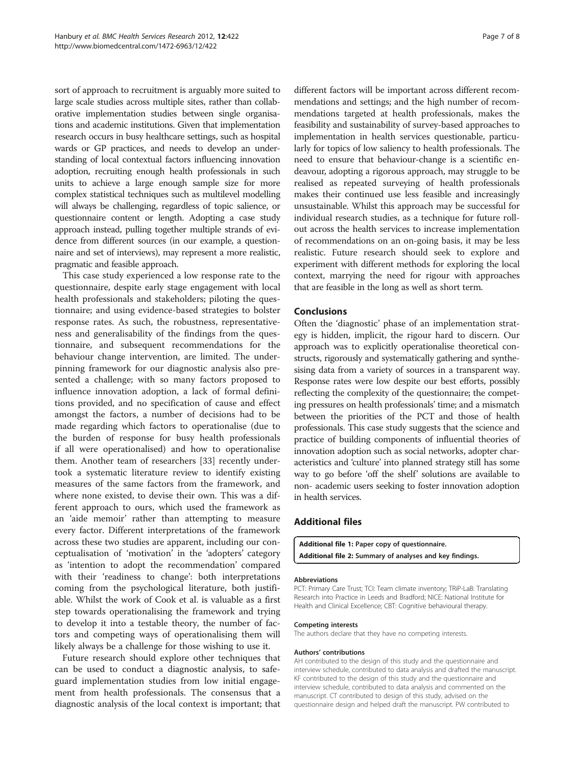sort of approach to recruitment is arguably more suited to large scale studies across multiple sites, rather than collaborative implementation studies between single organisations and academic institutions. Given that implementation research occurs in busy healthcare settings, such as hospital wards or GP practices, and needs to develop an understanding of local contextual factors influencing innovation adoption, recruiting enough health professionals in such units to achieve a large enough sample size for more complex statistical techniques such as multilevel modelling will always be challenging, regardless of topic salience, or questionnaire content or length. Adopting a case study approach instead, pulling together multiple strands of evidence from different sources (in our example, a questionnaire and set of interviews), may represent a more realistic, pragmatic and feasible approach.

This case study experienced a low response rate to the questionnaire, despite early stage engagement with local health professionals and stakeholders; piloting the questionnaire; and using evidence-based strategies to bolster response rates. As such, the robustness, representativeness and generalisability of the findings from the questionnaire, and subsequent recommendations for the behaviour change intervention, are limited. The underpinning framework for our diagnostic analysis also presented a challenge; with so many factors proposed to influence innovation adoption, a lack of formal definitions provided, and no specification of cause and effect amongst the factors, a number of decisions had to be made regarding which factors to operationalise (due to the burden of response for busy health professionals if all were operationalised) and how to operationalise them. Another team of researchers [33] recently undertook a systematic literature review to identify existing measures of the same factors from the framework, and where none existed, to devise their own. This was a different approach to ours, which used the framework as an 'aide memoir' rather than attempting to measure every factor. Different interpretations of the framework across these two studies are apparent, including our conceptualisation of 'motivation' in the 'adopters' category as 'intention to adopt the recommendation' compared with their 'readiness to change': both interpretations coming from the psychological literature, both justifiable. Whilst the work of Cook et al. is valuable as a first step towards operationalising the framework and trying to develop it into a testable theory, the number of factors and competing ways of operationalising them will likely always be a challenge for those wishing to use it.

Future research should explore other techniques that can be used to conduct a diagnostic analysis, to safeguard implementation studies from low initial engagement from health professionals. The consensus that a diagnostic analysis of the local context is important; that different factors will be important across different recommendations and settings; and the high number of recommendations targeted at health professionals, makes the feasibility and sustainability of survey-based approaches to implementation in health services questionable, particularly for topics of low saliency to health professionals. The need to ensure that behaviour-change is a scientific endeavour, adopting a rigorous approach, may struggle to be realised as repeated surveying of health professionals makes their continued use less feasible and increasingly unsustainable. Whilst this approach may be successful for individual research studies, as a technique for future rollout across the health services to increase implementation of recommendations on an on-going basis, it may be less realistic. Future research should seek to explore and experiment with different methods for exploring the local context, marrying the need for rigour with approaches that are feasible in the long as well as short term.

## Conclusions

Often the 'diagnostic' phase of an implementation strategy is hidden, implicit, the rigour hard to discern. Our approach was to explicitly operationalise theoretical constructs, rigorously and systematically gathering and synthesising data from a variety of sources in a transparent way. Response rates were low despite our best efforts, possibly reflecting the complexity of the questionnaire; the competing pressures on health professionals' time; and a mismatch between the priorities of the PCT and those of health professionals. This case study suggests that the science and practice of building components of influential theories of innovation adoption such as social networks, adopter characteristics and 'culture' into planned strategy still has some way to go before 'off the shelf' solutions are available to non- academic users seeking to foster innovation adoption in health services.

## Additional files

**Additional file 1: Paper copy of questionnaire.**
**Additional file 2: Summary of analyses and key findings.**

#### Abbreviations

PCT: Primary Care Trust; TCI: Team climate inventory; TRiP-LaB: Translating Research into Practice in Leeds and Bradford; NICE: National Institute for Health and Clinical Excellence; CBT: Cognitive behavioural therapy.

#### Competing interests

The authors declare that they have no competing interests.

#### Authors' contributions

AH contributed to the design of this study and the questionnaire and interview schedule, contributed to data analysis and drafted the manuscript. KF contributed to the design of this study and the questionnaire and interview schedule, contributed to data analysis and commented on the manuscript. CT contributed to design of this study, advised on the questionnaire design and helped draft the manuscript. PW contributed to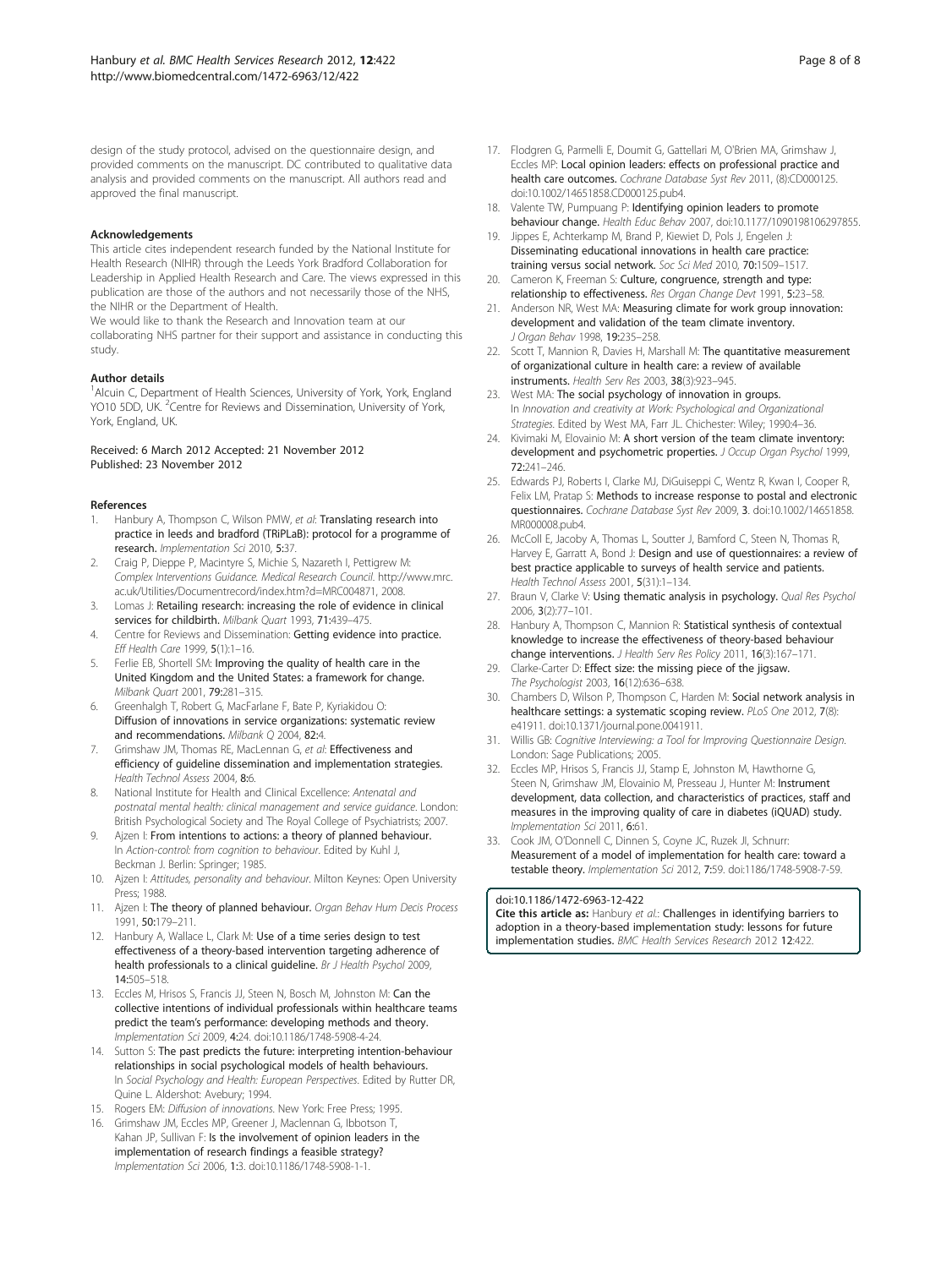design of the study protocol, advised on the questionnaire design, and provided comments on the manuscript. DC contributed to qualitative data analysis and provided comments on the manuscript. All authors read and approved the final manuscript.

#### Acknowledgements

This article cites independent research funded by the National Institute for Health Research (NIHR) through the Leeds York Bradford Collaboration for Leadership in Applied Health Research and Care. The views expressed in this publication are those of the authors and not necessarily those of the NHS, the NIHR or the Department of Health.

We would like to thank the Research and Innovation team at our collaborating NHS partner for their support and assistance in conducting this study.

#### Author details

[1]Alcuin C, Department of Health Sciences, University of York, York, England YO10 5DD, UK. [2]Centre for Reviews and Dissemination, University of York, York, England, UK.

Received: 6 March 2012 Accepted: 21 November 2012
Published: 23 November 2012

#### References

1. Hanbury A, Thompson C, Wilson PMW, *et al*: **Translating research into practice in leeds and bradford (TRiPLaB): protocol for a programme of research.** *Implementation Sci* 2010, **5**:37.
2. Craig P, Dieppe P, Macintyre S, Michie S, Nazareth I, Pettigrew M: *Complex Interventions Guidance. Medical Research Council*. http://www.mrc.ac.uk/Utilities/Documentrecord/index.htm?d=MRC004871, 2008.
3. Lomas J: **Retailing research: increasing the role of evidence in clinical services for childbirth.** *Milbank Quart* 1993, **71**:439–475.
4. Centre for Reviews and Dissemination: **Getting evidence into practice.** *Eff Health Care* 1999, **5**(1):1–16.
5. Ferlie EB, Shortell SM: **Improving the quality of health care in the United Kingdom and the United States: a framework for change.** *Milbank Quart* 2001, **79**:281–315.
6. Greenhalgh T, Robert G, MacFarlane F, Bate P, Kyriakidou O: **Diffusion of innovations in service organizations: systematic review and recommendations.** *Milbank Q* 2004, **82**:4.
7. Grimshaw JM, Thomas RE, MacLennan G, *et al*: **Effectiveness and efficiency of guideline dissemination and implementation strategies.** *Health Technol Assess* 2004, **8**:6.
8. National Institute for Health and Clinical Excellence: *Antenatal and postnatal mental health: clinical management and service guidance*. London: British Psychological Society and The Royal College of Psychiatrists; 2007.
9. Ajzen I: **From intentions to actions: a theory of planned behaviour.** In *Action-control: from cognition to behaviour*. Edited by Kuhl J, Beckman J. Berlin: Springer; 1985.
10. Ajzen I: *Attitudes, personality and behaviour*. Milton Keynes: Open University Press; 1988.
11. Ajzen I: **The theory of planned behaviour.** *Organ Behav Hum Decis Process* 1991, **50**:179–211.
12. Hanbury A, Wallace L, Clark M: **Use of a time series design to test effectiveness of a theory-based intervention targeting adherence of health professionals to a clinical guideline.** *Br J Health Psychol* 2009, **14**:505–518.
13. Eccles M, Hrisos S, Francis JJ, Steen N, Bosch M, Johnston M: **Can the collective intentions of individual professionals within healthcare teams predict the team's performance: developing methods and theory.** *Implementation Sci* 2009, **4**:24. doi:10.1186/1748-5908-4-24.
14. Sutton S: **The past predicts the future: interpreting intention-behaviour relationships in social psychological models of health behaviours.** In *Social Psychology and Health: European Perspectives*. Edited by Rutter DR, Quine L. Aldershot: Avebury; 1994.
15. Rogers EM: *Diffusion of innovations*. New York: Free Press; 1995.
16. Grimshaw JM, Eccles MP, Greener J, Maclennan G, Ibbotson T, Kahan JP, Sullivan F: **Is the involvement of opinion leaders in the implementation of research findings a feasible strategy?** *Implementation Sci* 2006, **1**:3. doi:10.1186/1748-5908-1-1.
17. Flodgren G, Parmelli E, Doumit G, Gattellari M, O'Brien MA, Grimshaw J, Eccles MP: **Local opinion leaders: effects on professional practice and health care outcomes.** *Cochrane Database Syst Rev* 2011, (8):CD000125. doi:10.1002/14651858.CD000125.pub4.
18. Valente TW, Pumpuang P: **Identifying opinion leaders to promote behaviour change.** *Health Educ Behav* 2007, doi:10.1177/1090198106297855.
19. Jippes E, Achterkamp M, Brand P, Kiewiet D, Pols J, Engelen J: **Disseminating educational innovations in health care practice: training versus social network.** *Soc Sci Med* 2010, **70**:1509–1517.
20. Cameron K, Freeman S: **Culture, congruence, strength and type: relationship to effectiveness.** *Res Organ Change Devt* 1991, **5**:23–58.
21. Anderson NR, West MA: **Measuring climate for work group innovation: development and validation of the team climate inventory.** *J Organ Behav* 1998, **19**:235–258.
22. Scott T, Mannion R, Davies H, Marshall M: **The quantitative measurement of organizational culture in health care: a review of available instruments.** *Health Serv Res* 2003, **38**(3):923–945.
23. West MA: **The social psychology of innovation in groups.** In *Innovation and creativity at Work: Psychological and Organizational Strategies*. Edited by West MA, Farr JL. Chichester: Wiley; 1990:4–36.
24. Kivimaki M, Elovainio M: **A short version of the team climate inventory: development and psychometric properties.** *J Occup Organ Psychol* 1999, **72**:241–246.
25. Edwards PJ, Roberts I, Clarke MJ, DiGuiseppi C, Wentz R, Kwan I, Cooper R, Felix LM, Pratap S: **Methods to increase response to postal and electronic questionnaires.** *Cochrane Database Syst Rev* 2009, **3**. doi:10.1002/14651858.MR000008.pub4.
26. McColl E, Jacoby A, Thomas L, Soutter J, Bamford C, Steen N, Thomas R, Harvey E, Garratt A, Bond J: **Design and use of questionnaires: a review of best practice applicable to surveys of health service and patients.** *Health Technol Assess* 2001, **5**(31):1–134.
27. Braun V, Clarke V: **Using thematic analysis in psychology.** *Qual Res Psychol* 2006, **3**(2):77–101.
28. Hanbury A, Thompson C, Mannion R: **Statistical synthesis of contextual knowledge to increase the effectiveness of theory-based behaviour change interventions.** *J Health Serv Res Policy* 2011, **16**(3):167–171.
29. Clarke-Carter D: **Effect size: the missing piece of the jigsaw.** *The Psychologist* 2003, **16**(12):636–638.
30. Chambers D, Wilson P, Thompson C, Harden M: **Social network analysis in healthcare settings: a systematic scoping review.** *PLoS One* 2012, **7**(8): e41911. doi:10.1371/journal.pone.0041911.
31. Willis GB: *Cognitive Interviewing: a Tool for Improving Questionnaire Design*. London: Sage Publications; 2005.
32. Eccles MP, Hrisos S, Francis JJ, Stamp E, Johnston M, Hawthorne G, Steen N, Grimshaw JM, Elovainio M, Presseau J, Hunter M: **Instrument development, data collection, and characteristics of practices, staff and measures in the improving quality of care in diabetes (iQUAD) study.** *Implementation Sci* 2011, **6**:61.
33. Cook JM, O'Donnell C, Dinnen S, Coyne JC, Ruzek JI, Schnurr: **Measurement of a model of implementation for health care: toward a testable theory.** *Implementation Sci* 2012, **7**:59. doi:1186/1748-5908-7-59.

doi:10.1186/1472-6963-12-422
**Cite this article as:** Hanbury *et al.*: Challenges in identifying barriers to adoption in a theory-based implementation study: lessons for future implementation studies. *BMC Health Services Research* 2012 **12**:422.